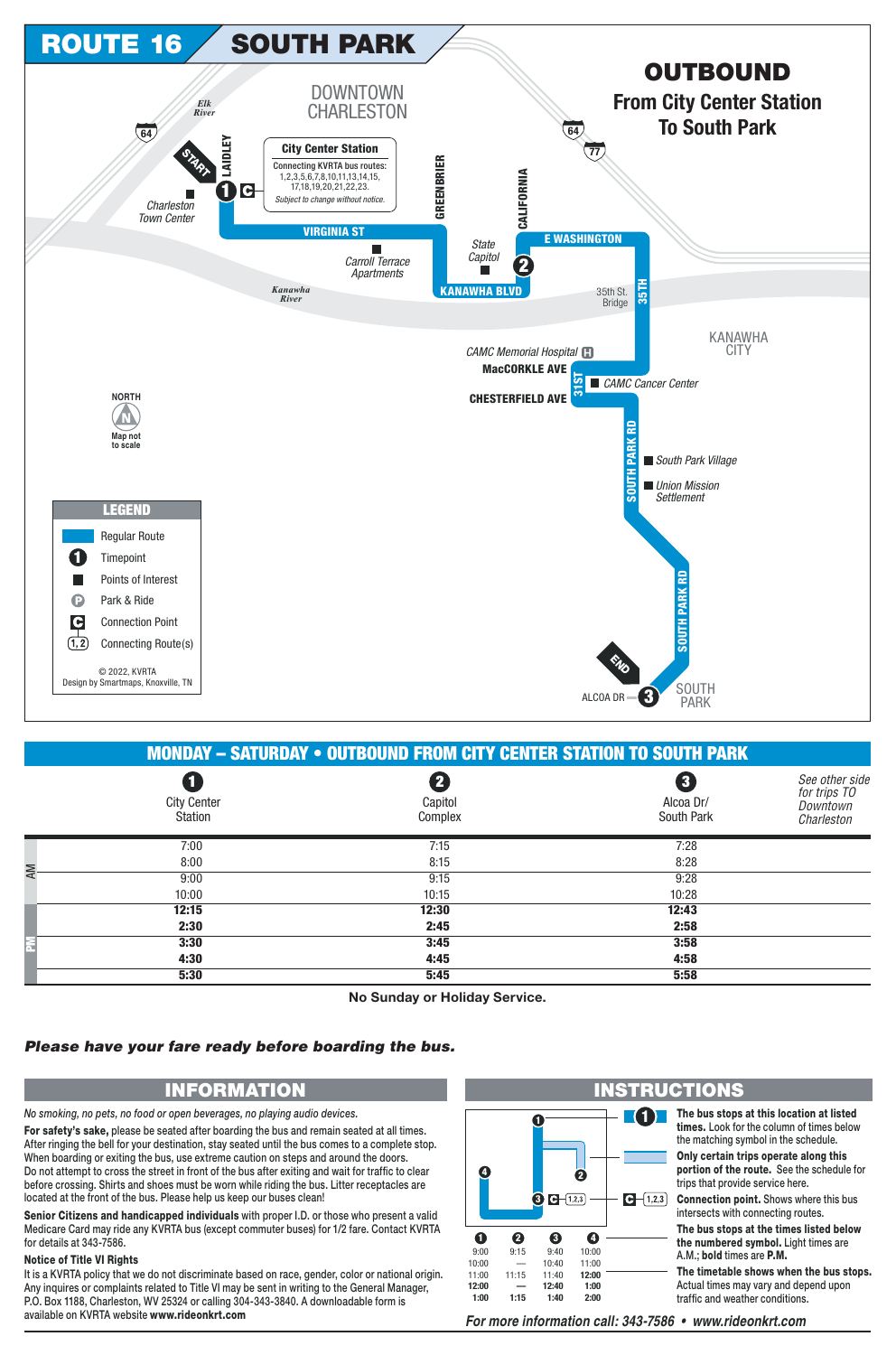# ROUTE 16 SOUTH PARK

## OUTBOUND

### From City Center Station To South Park

DOWNTOWN CHARLESTON

START — LAIDLEY — 1 — C

**City Center Station**
Connecting KVRTA bus routes: 1,2,3,5,6,7,8,10,11,13,14,15, 17,18,19,20,21,22,23.
*Subject to change without notice.*

*Charleston Town Center*

VIRGINIA ST — GREENBRIER — *Carroll Terrace Apartments* — KANAWHA BLVD — *State Capitol* — 2 — CALIFORNIA — E WASHINGTON — 35TH — *35th St. Bridge*

*Elk River* — *Kanawha River*

KANAWHA CITY

*CAMC Memorial Hospital* — MacCORKLE AVE — 31ST — CHESTERFIELD AVE — *CAMC Cancer Center*

SOUTH PARK RD — *South Park Village* — *Union Mission Settlement*

END — ALCOA DR — 3 — SOUTH PARK

NORTH — Map not to scale

**LEGEND**

- Regular Route
- Timepoint
- Points of Interest
- Park & Ride
- Connection Point
- Connecting Route(s)

© 2022, KVRTA
Design by Smartmaps, Knoxville, TN

## MONDAY – SATURDAY • OUTBOUND FROM CITY CENTER STATION TO SOUTH PARK

| | 1 City Center Station | 2 Capitol Complex | 3 Alcoa Dr/ South Park |
|---|---|---|---|
| AM | 7:00 | 7:15 | 7:28 |
| AM | 8:00 | 8:15 | 8:28 |
| AM | 9:00 | 9:15 | 9:28 |
| AM | 10:00 | 10:15 | 10:28 |
| PM | **12:15** | **12:30** | **12:43** |
| PM | **2:30** | **2:45** | **2:58** |
| PM | **3:30** | **3:45** | **3:58** |
| PM | **4:30** | **4:45** | **4:58** |
| PM | **5:30** | **5:45** | **5:58** |

*See other side for trips TO Downtown Charleston*

**No Sunday or Holiday Service.**

***Please have your fare ready before boarding the bus.***

## INFORMATION

*No smoking, no pets, no food or open beverages, no playing audio devices.*

**For safety's sake,** please be seated after boarding the bus and remain seated at all times. After ringing the bell for your destination, stay seated until the bus comes to a complete stop. When boarding or exiting the bus, use extreme caution on steps and around the doors. Do not attempt to cross the street in front of the bus after exiting and wait for traffic to clear before crossing. Shirts and shoes must be worn while riding the bus. Litter receptacles are located at the front of the bus. Please help us keep our buses clean!

**Senior Citizens and handicapped individuals** with proper I.D. or those who present a valid Medicare Card may ride any KVRTA bus (except commuter buses) for 1/2 fare. Contact KVRTA for details at 343-7586.

**Notice of Title VI Rights**

It is a KVRTA policy that we do not discriminate based on race, gender, color or national origin. Any inquires or complaints related to Title VI may be sent in writing to the General Manager, P.O. Box 1188, Charleston, WV 25324 or calling 304-343-3840. A downloadable form is available on KVRTA website **www.rideonkrt.com**

## INSTRUCTIONS

| 1 | 2 | 3 | 4 |
|---|---|---|---|
| 9:00 | 9:15 | 9:40 | 10:00 |
| 10:00 | — | 10:40 | 11:00 |
| 11:00 | 11:15 | 11:40 | **12:00** |
| **12:00** | — | **12:40** | **1:00** |
| **1:00** | **1:15** | **1:40** | **2:00** |

**The bus stops at this location at listed times.** Look for the column of times below the matching symbol in the schedule.

**Only certain trips operate along this portion of the route.** See the schedule for trips that provide service here.

**Connection point.** Shows where this bus intersects with connecting routes.

**The bus stops at the times listed below the numbered symbol.** Light times are A.M.; **bold** times are **P.M.**

**The timetable shows when the bus stops.** Actual times may vary and depend upon traffic and weather conditions.

***For more information call: 343-7586 • www.rideonkrt.com***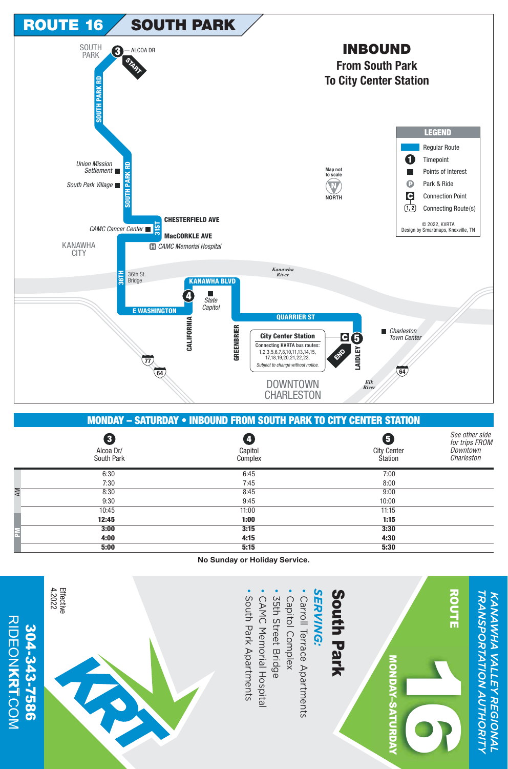# ROUTE 16 SOUTH PARK

## INBOUND
### From South Park To City Center Station

SOUTH PARK
3 — ALCOA DR
START
SOUTH PARK RD
Union Mission Settlement
South Park Village
SOUTH PARK RD
CHESTERFIELD AVE
31ST
CAMC Cancer Center
MacCORKLE AVE
CAMC Memorial Hospital
KANAWHA CITY
36TH
36th St. Bridge
KANAWHA BLVD
4
State Capitol
E WASHINGTON
CALIFORNIA
GREENBRIER
QUARRIER ST
Kanawha River
City Center Station
Connecting KVRTA bus routes: 1,2,3,5,6,7,8,10,11,13,14,15, 17,18,19,20,21,22,23.
*Subject to change without notice.*
C 5
END
LAIDLEY
Charleston Town Center
77
64
64
Elk River
DOWNTOWN CHARLESTON
Map not to scale
NORTH

**LEGEND**
- Regular Route
- Timepoint
- Points of Interest
- Park & Ride
- Connection Point
- Connecting Route(s)

© 2022, KVRTA
Design by Smartmaps, Knoxville, TN

## MONDAY – SATURDAY • INBOUND FROM SOUTH PARK TO CITY CENTER STATION

| | 3 Alcoa Dr/ South Park | 4 Capitol Complex | 5 City Center Station | *See other side for trips FROM Downtown Charleston* |
|---|---|---|---|---|
| AM | 6:30 | 6:45 | 7:00 | |
| AM | 7:30 | 7:45 | 8:00 | |
| AM | 8:30 | 8:45 | 9:00 | |
| AM | 9:30 | 9:45 | 10:00 | |
| AM | 10:45 | 11:00 | 11:15 | |
| PM | **12:45** | **1:00** | **1:15** | |
| PM | **3:00** | **3:15** | **3:30** | |
| PM | **4:00** | **4:15** | **4:30** | |
| PM | **5:00** | **5:15** | **5:30** | |

**No Sunday or Holiday Service.**

*KANAWHA VALLEY REGIONAL TRANSPORTATION AUTHORITY*

ROUTE 16
MONDAY-SATURDAY

# South Park

***SERVING:***
- Carroll Terrace Apartments
- Capitol Complex
- 35th Street Bridge
- CAMC Memorial Hospital
- South Park Apartments

Effective 4.2022

KRT

**304-343-7586**
RIDEON**KRT**.COM